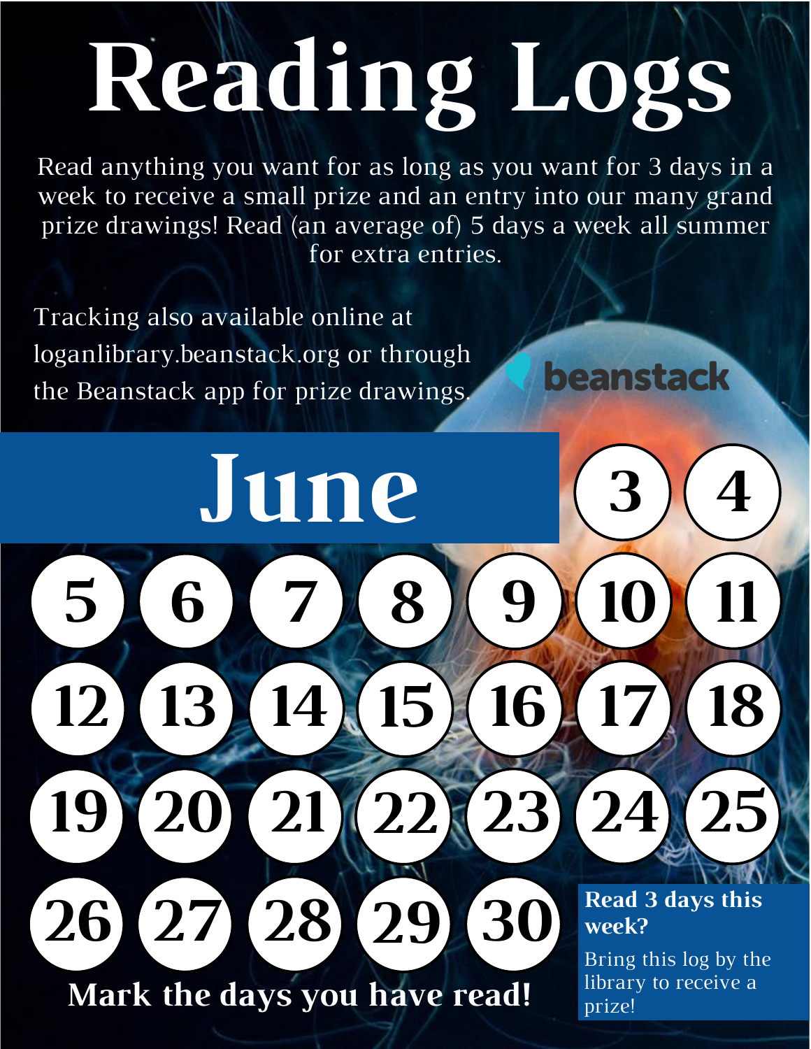# Reading Logs

Read anything you want for as long as you want for 3 days in a week to receive a small prize and an entry into our many grand prize drawings! Read (an average of) 5 days a week all summer for extra entries.

Tracking also available online at loganlibrary.beanstack.org or through the Beanstack app for prize drawings.

beanstack

## June

| | | | | | | |
|---|---|---|---|---|---|---|
| | | | | | 3 | 4 |
| 5 | 6 | 7 | 8 | 9 | 10 | 11 |
| 12 | 13 | 14 | 15 | 16 | 17 | 18 |
| 19 | 20 | 21 | 22 | 23 | 24 | 25 |
| 26 | 27 | 28 | 29 | 30 | | |

**Mark the days you have read!**

**Read 3 days this week?**

Bring this log by the library to receive a prize!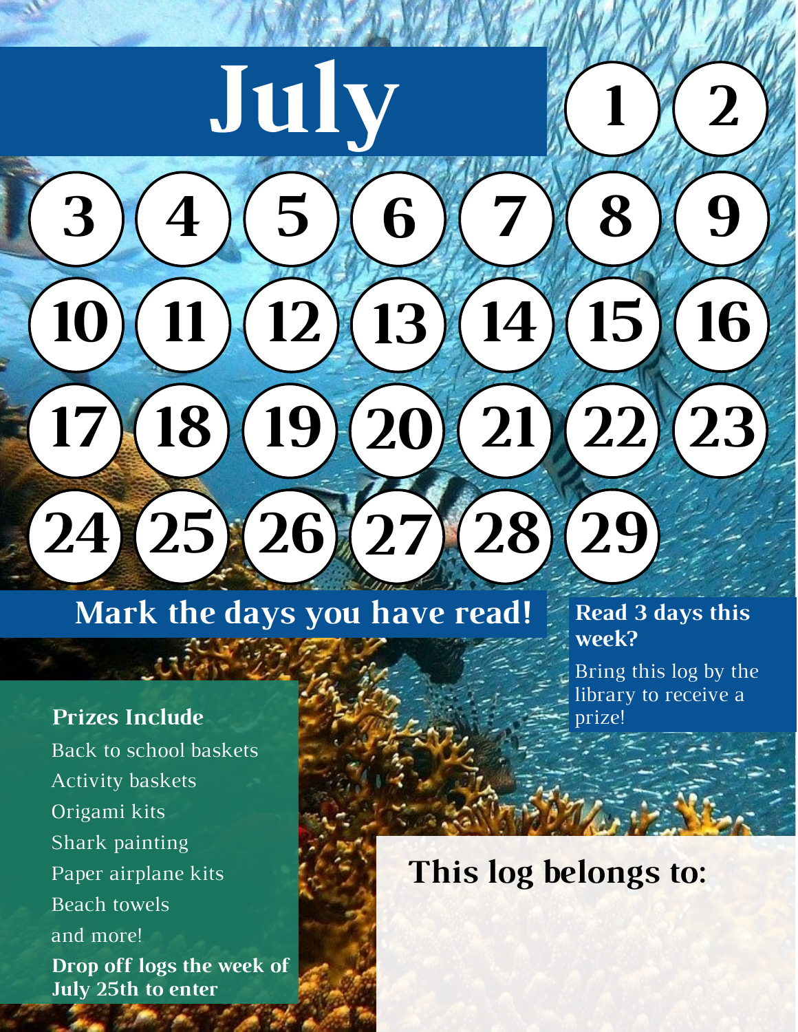# July

| | | | | | | |
|---|---|---|---|---|---|---|
| | | | | | 1 | 2 |
| 3 | 4 | 5 | 6 | 7 | 8 | 9 |
| 10 | 11 | 12 | 13 | 14 | 15 | 16 |
| 17 | 18 | 19 | 20 | 21 | 22 | 23 |
| 24 | 25 | 26 | 27 | 28 | 29 | |

## Mark the days you have read!

**Read 3 days this week?**

Bring this log by the library to receive a prize!

**Prizes Include**

Back to school baskets
Activity baskets
Origami kits
Shark painting
Paper airplane kits
Beach towels
and more!

**Drop off logs the week of July 25th to enter**

## This log belongs to: